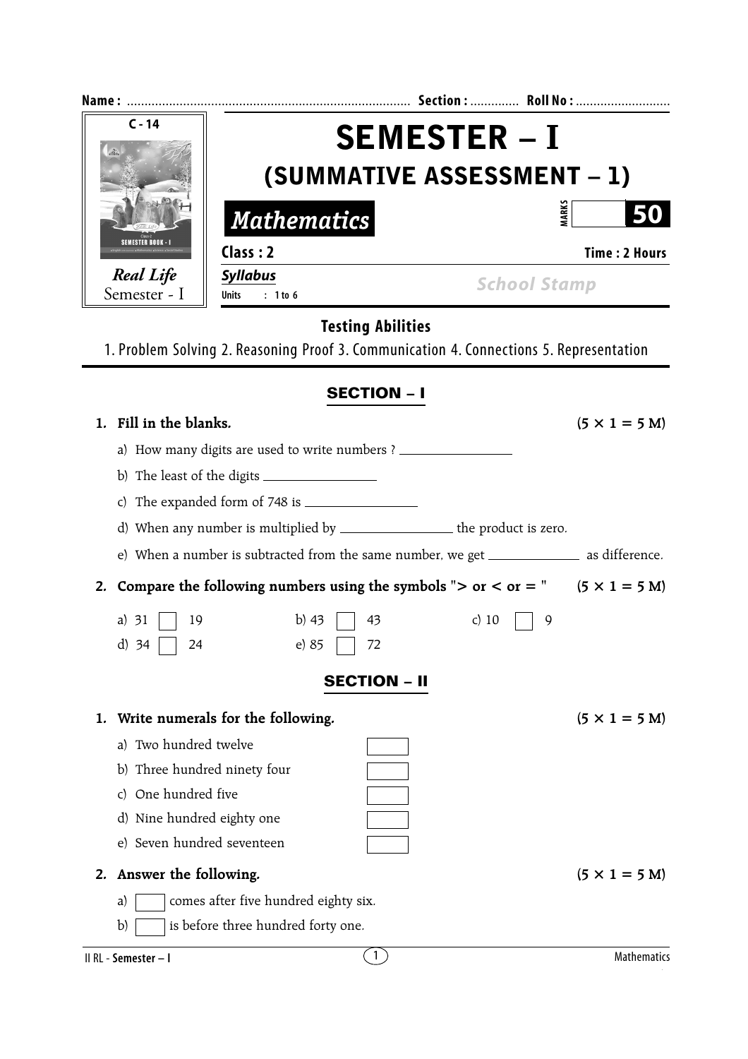Name : ............................................................................... Section : ............. Roll No : ..........................

C - 14

Real Life
Semester - I

# SEMESTER – I

## (SUMMATIVE ASSESSMENT – 1)

**Mathematics**

MARKS **50**

**Class : 2** **Time : 2 Hours**

**Syllabus**

Units : 1 to 6

School Stamp

### Testing Abilities

1. Problem Solving 2. Reasoning Proof 3. Communication 4. Connections 5. Representation

## SECTION – I

**1. Fill in the blanks.** **(5 × 1 = 5 M)**

a) How many digits are used to write numbers ? ________________

b) The least of the digits ________________

c) The expanded form of 748 is ________________

d) When any number is multiplied by ________________ the product is zero.

e) When a number is subtracted from the same number, we get ______________ as difference.

**2. Compare the following numbers using the symbols "> or < or = "** **(5 × 1 = 5 M)**

a) 31 ☐ 19  b) 43 ☐ 43  c) 10 ☐ 9

d) 34 ☐ 24  e) 85 ☐ 72

## SECTION – II

**1. Write numerals for the following.** **(5 × 1 = 5 M)**

a) Two hundred twelve ☐

b) Three hundred ninety four ☐

c) One hundred five ☐

d) Nine hundred eighty one ☐

e) Seven hundred seventeen ☐

**2. Answer the following.** **(5 × 1 = 5 M)**

a) ☐ comes after five hundred eighty six.

b) ☐ is before three hundred forty one.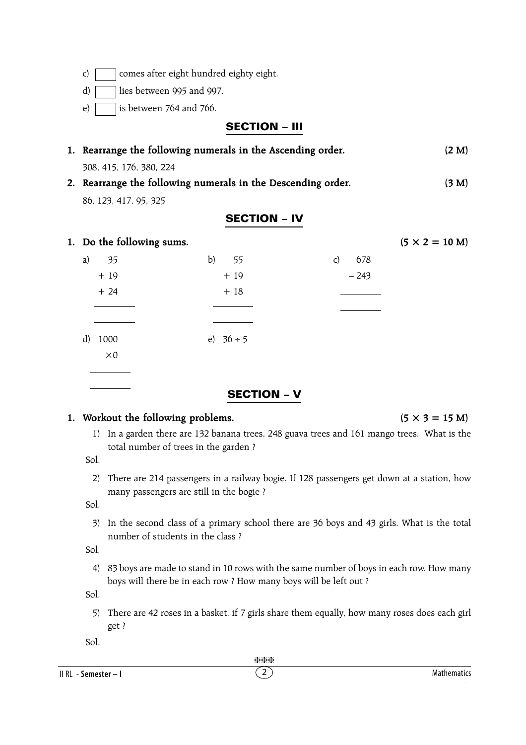c) ☐ comes after eight hundred eighty eight.

d) ☐ lies between 995 and 997.

e) ☐ is between 764 and 766.

## SECTION – III

**1. Rearrange the following numerals in the Ascending order.** **(2 M)**

308, 415, 176, 380, 224

**2. Rearrange the following numerals in the Descending order.** **(3 M)**

86, 123, 417, 95, 325

## SECTION – IV

**1. Do the following sums.** **(5 × 2 = 10 M)**

a)
```
   35
 + 19
 + 24
 ______
 ______
```

b)
```
   55
 + 19
 + 18
 ______
 ______
```

c)
```
  678
– 243
 ______
 ______
```

d)
```
 1000
   ×0
 ______
 ______
```

e) $36 \div 5$

## SECTION – V

**1. Workout the following problems.** **(5 × 3 = 15 M)**

1) In a garden there are 132 banana trees, 248 guava trees and 161 mango trees. What is the total number of trees in the garden ?

Sol.

2) There are 214 passengers in a railway bogie. If 128 passengers get down at a station, how many passengers are still in the bogie ?

Sol.

3) In the second class of a primary school there are 36 boys and 43 girls. What is the total number of students in the class ?

Sol.

4) 83 boys are made to stand in 10 rows with the same number of boys in each row. How many boys will there be in each row ? How many boys will be left out ?

Sol.

5) There are 42 roses in a basket, if 7 girls share them equally, how many roses does each girl get ?

Sol.

***